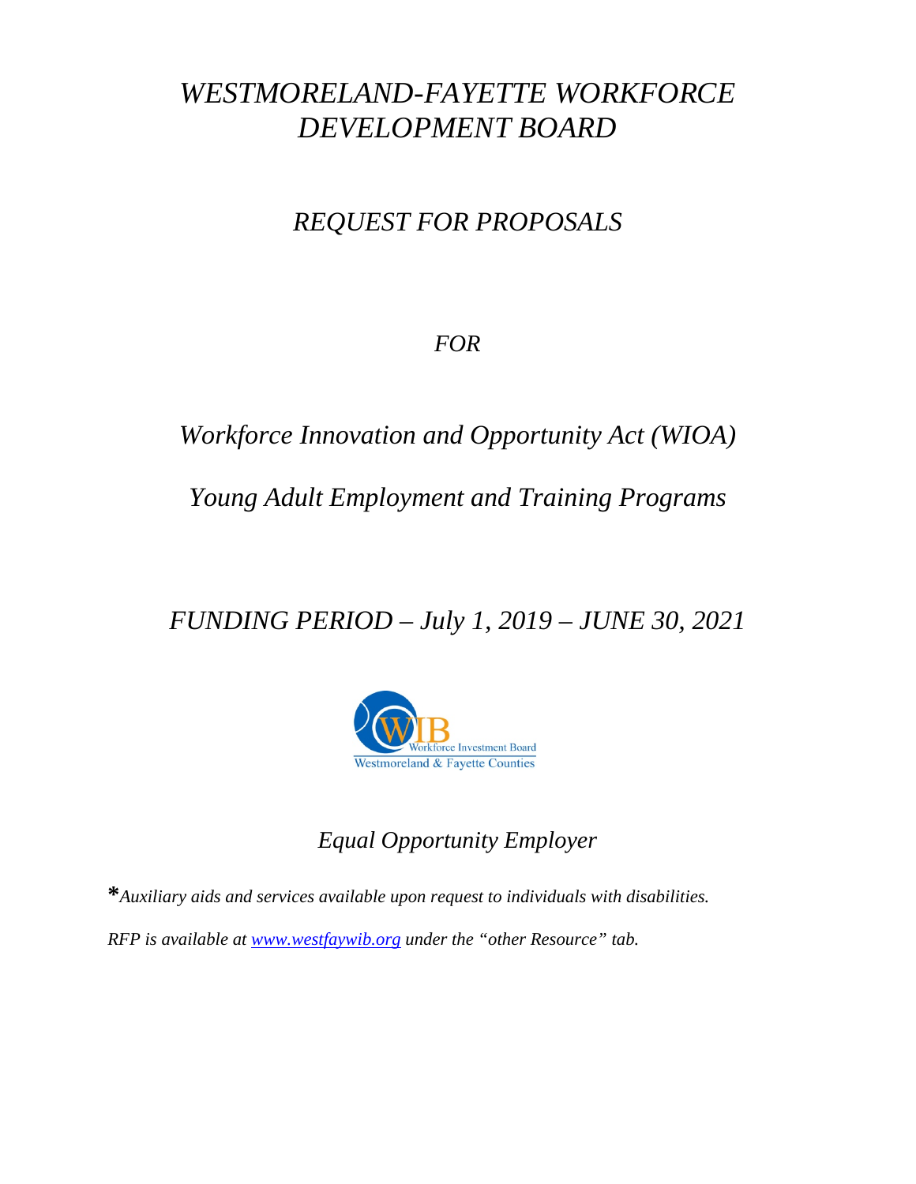# *WESTMORELAND-FAYETTE WORKFORCE DEVELOPMENT BOARD*

## *REQUEST FOR PROPOSALS*

*FOR*

## *Workforce Innovation and Opportunity Act (WIOA)*

## *Young Adult Employment and Training Programs*

## *FUNDING PERIOD – July 1, 2019 – JUNE 30, 2021*

WIB Workforce Investment Board
Westmoreland & Fayette Counties

*Equal Opportunity Employer*

**\***_Auxiliary aids and services available upon request to individuals with disabilities._

*RFP is available at [www.westfaywib.org](www.westfaywib.org) under the "other Resource" tab.*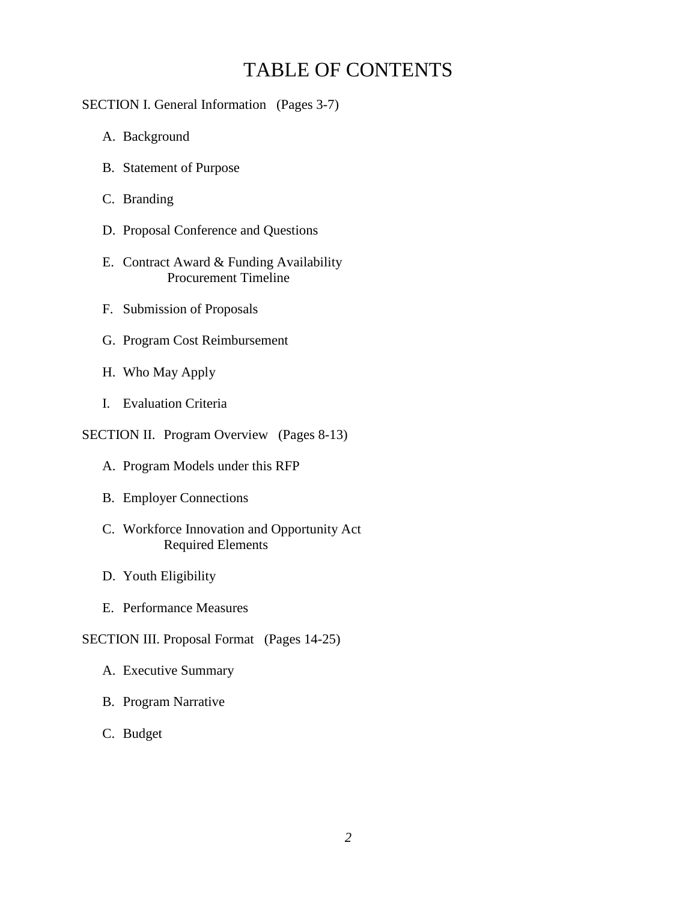# TABLE OF CONTENTS

SECTION I. General Information (Pages 3-7)

A. Background

B. Statement of Purpose

C. Branding

D. Proposal Conference and Questions

E. Contract Award & Funding Availability
Procurement Timeline

F. Submission of Proposals

G. Program Cost Reimbursement

H. Who May Apply

I. Evaluation Criteria

SECTION II. Program Overview (Pages 8-13)

A. Program Models under this RFP

B. Employer Connections

C. Workforce Innovation and Opportunity Act
Required Elements

D. Youth Eligibility

E. Performance Measures

SECTION III. Proposal Format (Pages 14-25)

A. Executive Summary

B. Program Narrative

C. Budget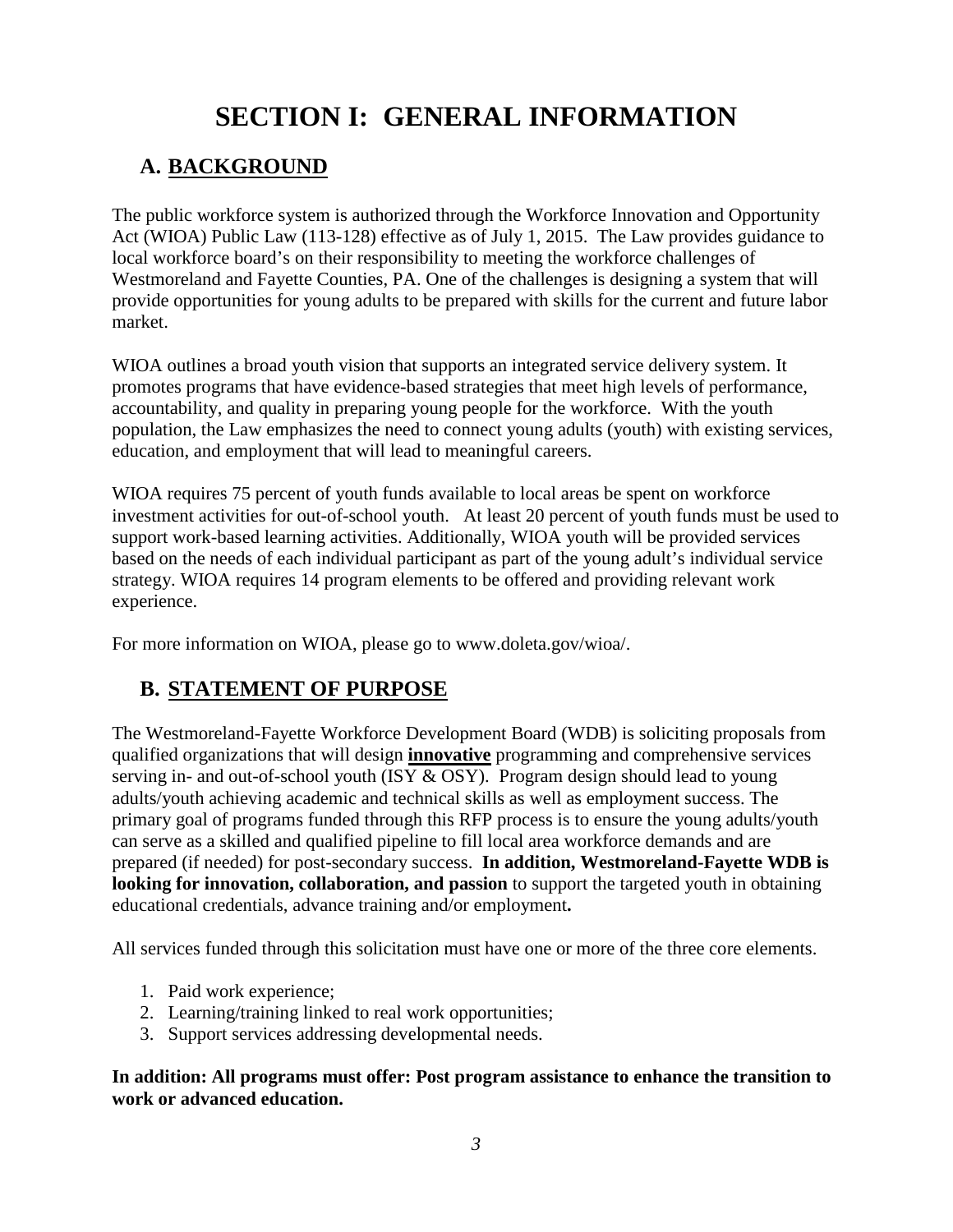# SECTION I: GENERAL INFORMATION

## A. BACKGROUND

The public workforce system is authorized through the Workforce Innovation and Opportunity Act (WIOA) Public Law (113-128) effective as of July 1, 2015. The Law provides guidance to local workforce board's on their responsibility to meeting the workforce challenges of Westmoreland and Fayette Counties, PA. One of the challenges is designing a system that will provide opportunities for young adults to be prepared with skills for the current and future labor market.

WIOA outlines a broad youth vision that supports an integrated service delivery system. It promotes programs that have evidence-based strategies that meet high levels of performance, accountability, and quality in preparing young people for the workforce. With the youth population, the Law emphasizes the need to connect young adults (youth) with existing services, education, and employment that will lead to meaningful careers.

WIOA requires 75 percent of youth funds available to local areas be spent on workforce investment activities for out-of-school youth. At least 20 percent of youth funds must be used to support work-based learning activities. Additionally, WIOA youth will be provided services based on the needs of each individual participant as part of the young adult's individual service strategy. WIOA requires 14 program elements to be offered and providing relevant work experience.

For more information on WIOA, please go to www.doleta.gov/wioa/.

## B. STATEMENT OF PURPOSE

The Westmoreland-Fayette Workforce Development Board (WDB) is soliciting proposals from qualified organizations that will design **innovative** programming and comprehensive services serving in- and out-of-school youth (ISY & OSY). Program design should lead to young adults/youth achieving academic and technical skills as well as employment success. The primary goal of programs funded through this RFP process is to ensure the young adults/youth can serve as a skilled and qualified pipeline to fill local area workforce demands and are prepared (if needed) for post-secondary success. **In addition, Westmoreland-Fayette WDB is looking for innovation, collaboration, and passion** to support the targeted youth in obtaining educational credentials, advance training and/or employment**.**

All services funded through this solicitation must have one or more of the three core elements.

1. Paid work experience;
2. Learning/training linked to real work opportunities;
3. Support services addressing developmental needs.

**In addition: All programs must offer: Post program assistance to enhance the transition to work or advanced education.**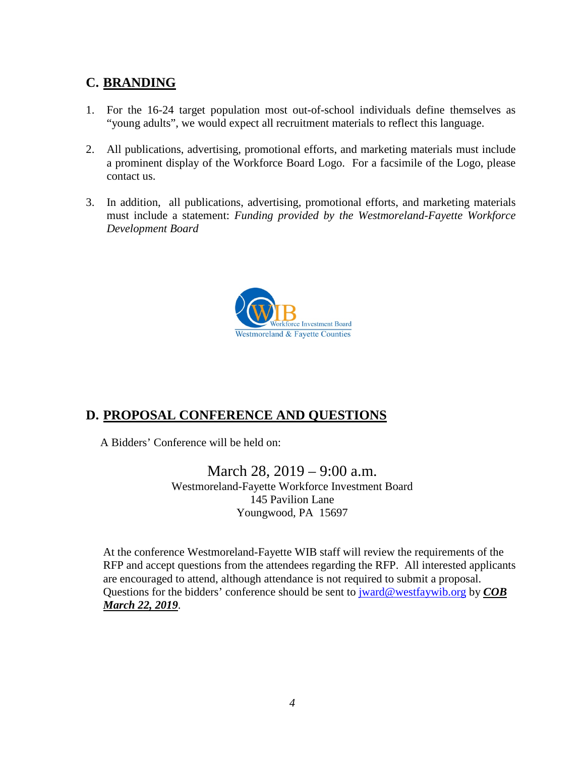## C. BRANDING

1. For the 16-24 target population most out-of-school individuals define themselves as "young adults", we would expect all recruitment materials to reflect this language.

2. All publications, advertising, promotional efforts, and marketing materials must include a prominent display of the Workforce Board Logo. For a facsimile of the Logo, please contact us.

3. In addition, all publications, advertising, promotional efforts, and marketing materials must include a statement: *Funding provided by the Westmoreland-Fayette Workforce Development Board*

WIB
Workforce Investment Board
Westmoreland & Fayette Counties

## D. PROPOSAL CONFERENCE AND QUESTIONS

A Bidders' Conference will be held on:

March 28, 2019 – 9:00 a.m.
Westmoreland-Fayette Workforce Investment Board
145 Pavilion Lane
Youngwood, PA 15697

At the conference Westmoreland-Fayette WIB staff will review the requirements of the RFP and accept questions from the attendees regarding the RFP. All interested applicants are encouraged to attend, although attendance is not required to submit a proposal. Questions for the bidders' conference should be sent to jward@westfaywib.org by ***COB March 22, 2019***.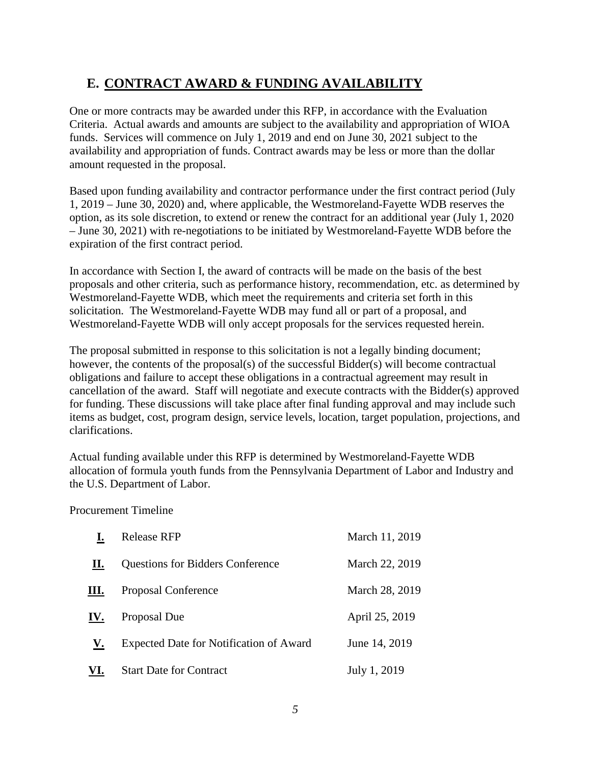## E. <u>CONTRACT AWARD & FUNDING AVAILABILITY</u>

One or more contracts may be awarded under this RFP, in accordance with the Evaluation Criteria. Actual awards and amounts are subject to the availability and appropriation of WIOA funds. Services will commence on July 1, 2019 and end on June 30, 2021 subject to the availability and appropriation of funds. Contract awards may be less or more than the dollar amount requested in the proposal.

Based upon funding availability and contractor performance under the first contract period (July 1, 2019 – June 30, 2020) and, where applicable, the Westmoreland-Fayette WDB reserves the option, as its sole discretion, to extend or renew the contract for an additional year (July 1, 2020 – June 30, 2021) with re-negotiations to be initiated by Westmoreland-Fayette WDB before the expiration of the first contract period.

In accordance with Section I, the award of contracts will be made on the basis of the best proposals and other criteria, such as performance history, recommendation, etc. as determined by Westmoreland-Fayette WDB, which meet the requirements and criteria set forth in this solicitation. The Westmoreland-Fayette WDB may fund all or part of a proposal, and Westmoreland-Fayette WDB will only accept proposals for the services requested herein.

The proposal submitted in response to this solicitation is not a legally binding document; however, the contents of the proposal(s) of the successful Bidder(s) will become contractual obligations and failure to accept these obligations in a contractual agreement may result in cancellation of the award. Staff will negotiate and execute contracts with the Bidder(s) approved for funding. These discussions will take place after final funding approval and may include such items as budget, cost, program design, service levels, location, target population, projections, and clarifications.

Actual funding available under this RFP is determined by Westmoreland-Fayette WDB allocation of formula youth funds from the Pennsylvania Department of Labor and Industry and the U.S. Department of Labor.

Procurement Timeline

| | | |
|---|---|---|
| **I.** | Release RFP | March 11, 2019 |
| **II.** | Questions for Bidders Conference | March 22, 2019 |
| **III.** | Proposal Conference | March 28, 2019 |
| **IV.** | Proposal Due | April 25, 2019 |
| **V.** | Expected Date for Notification of Award | June 14, 2019 |
| **VI.** | Start Date for Contract | July 1, 2019 |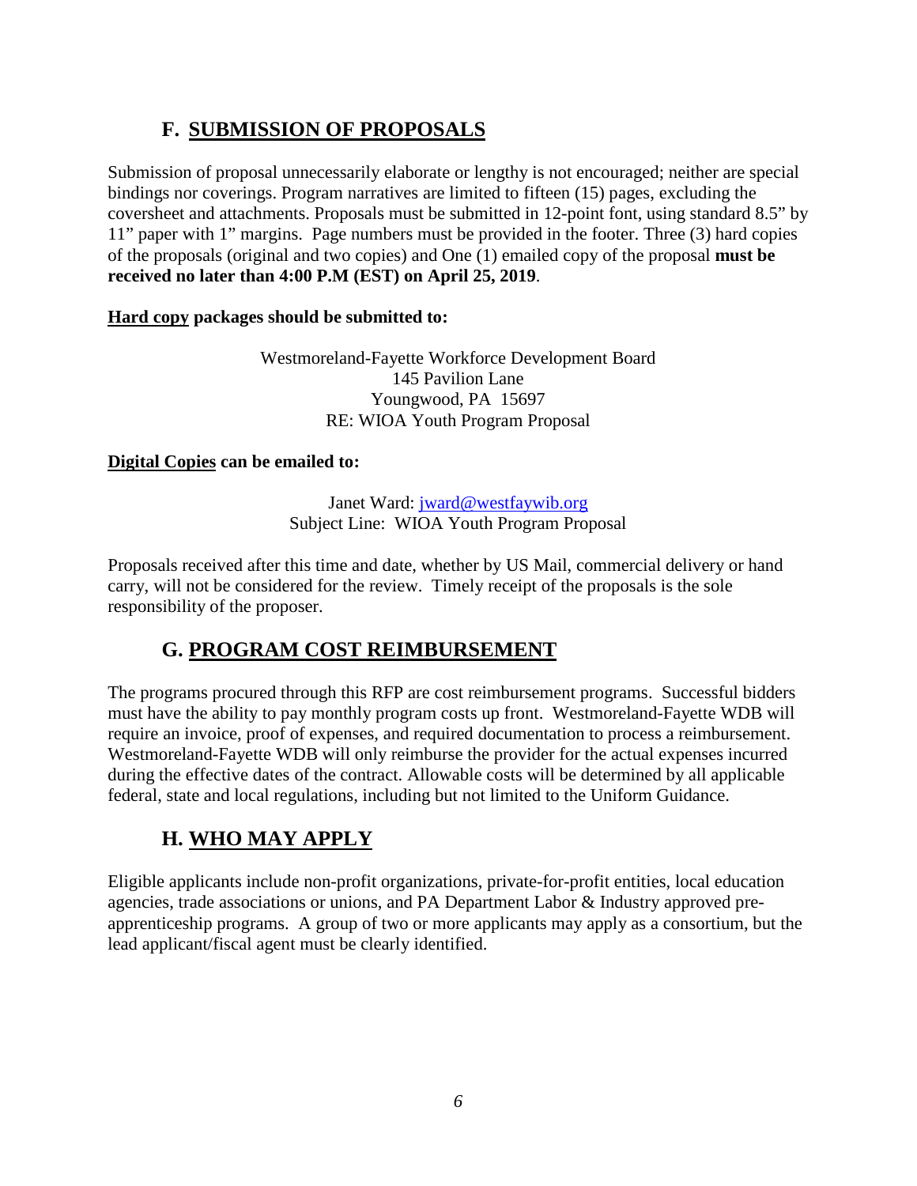## F. SUBMISSION OF PROPOSALS

Submission of proposal unnecessarily elaborate or lengthy is not encouraged; neither are special bindings nor coverings. Program narratives are limited to fifteen (15) pages, excluding the coversheet and attachments. Proposals must be submitted in 12-point font, using standard 8.5" by 11" paper with 1" margins. Page numbers must be provided in the footer. Three (3) hard copies of the proposals (original and two copies) and One (1) emailed copy of the proposal **must be received no later than 4:00 P.M (EST) on April 25, 2019**.

**Hard copy packages should be submitted to:**

Westmoreland-Fayette Workforce Development Board
145 Pavilion Lane
Youngwood, PA 15697
RE: WIOA Youth Program Proposal

**Digital Copies can be emailed to:**

Janet Ward: jward@westfaywib.org
Subject Line: WIOA Youth Program Proposal

Proposals received after this time and date, whether by US Mail, commercial delivery or hand carry, will not be considered for the review. Timely receipt of the proposals is the sole responsibility of the proposer.

## G. PROGRAM COST REIMBURSEMENT

The programs procured through this RFP are cost reimbursement programs. Successful bidders must have the ability to pay monthly program costs up front. Westmoreland-Fayette WDB will require an invoice, proof of expenses, and required documentation to process a reimbursement. Westmoreland-Fayette WDB will only reimburse the provider for the actual expenses incurred during the effective dates of the contract. Allowable costs will be determined by all applicable federal, state and local regulations, including but not limited to the Uniform Guidance.

## H. WHO MAY APPLY

Eligible applicants include non-profit organizations, private-for-profit entities, local education agencies, trade associations or unions, and PA Department Labor & Industry approved pre-apprenticeship programs. A group of two or more applicants may apply as a consortium, but the lead applicant/fiscal agent must be clearly identified.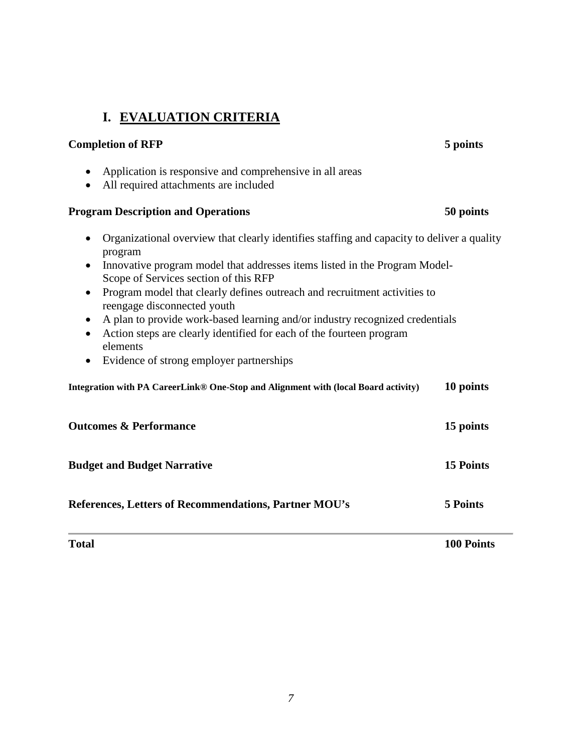# I. EVALUATION CRITERIA

**Completion of RFP** **5 points**

- Application is responsive and comprehensive in all areas
- All required attachments are included

**Program Description and Operations** **50 points**

- Organizational overview that clearly identifies staffing and capacity to deliver a quality program
- Innovative program model that addresses items listed in the Program Model-Scope of Services section of this RFP
- Program model that clearly defines outreach and recruitment activities to reengage disconnected youth
- A plan to provide work-based learning and/or industry recognized credentials
- Action steps are clearly identified for each of the fourteen program elements
- Evidence of strong employer partnerships

**Integration with PA CareerLink® One-Stop and Alignment with (local Board activity)** **10 points**

**Outcomes & Performance** **15 points**

**Budget and Budget Narrative** **15 Points**

**References, Letters of Recommendations, Partner MOU's** **5 Points**

---

**Total** **100 Points**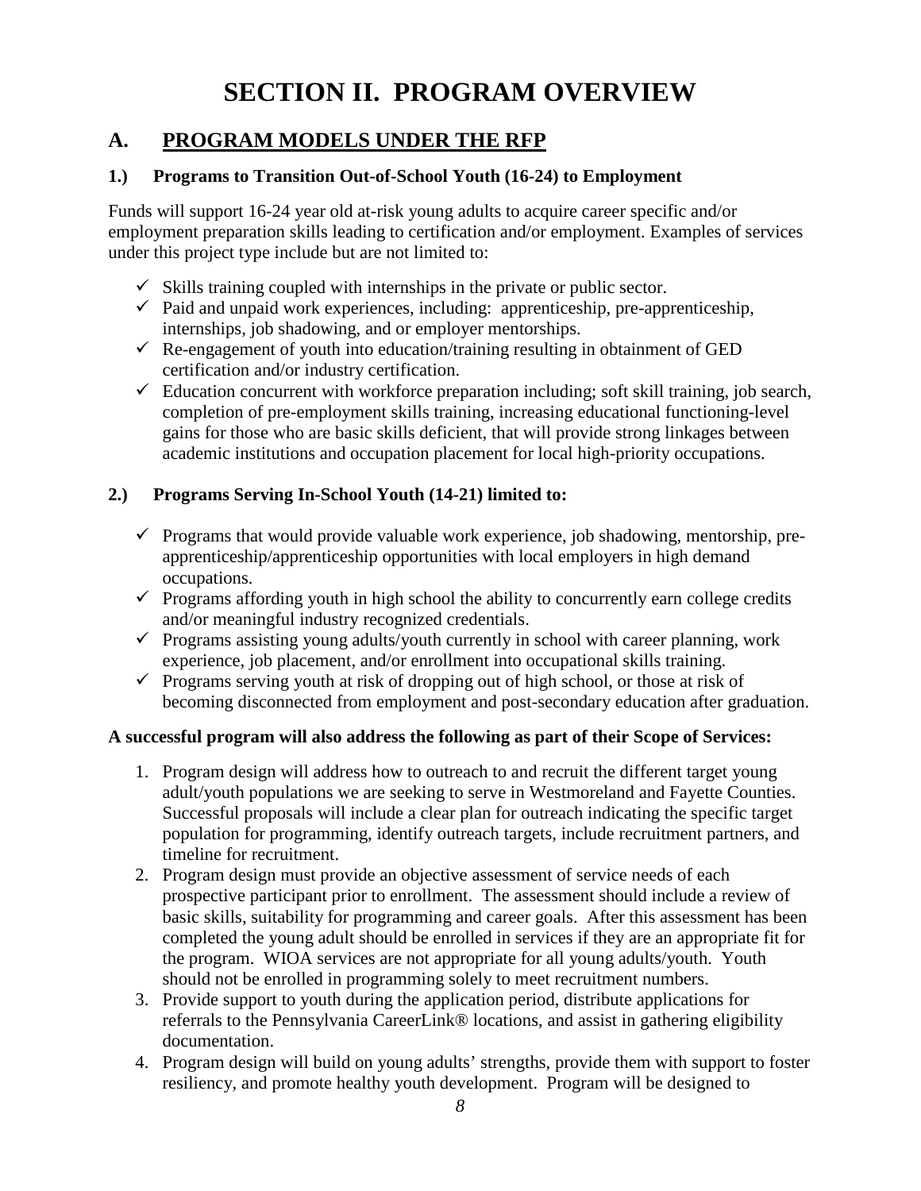# SECTION II. PROGRAM OVERVIEW

## A. PROGRAM MODELS UNDER THE RFP

### 1.) Programs to Transition Out-of-School Youth (16-24) to Employment

Funds will support 16-24 year old at-risk young adults to acquire career specific and/or employment preparation skills leading to certification and/or employment. Examples of services under this project type include but are not limited to:

- ✓ Skills training coupled with internships in the private or public sector.
- ✓ Paid and unpaid work experiences, including: apprenticeship, pre-apprenticeship, internships, job shadowing, and or employer mentorships.
- ✓ Re-engagement of youth into education/training resulting in obtainment of GED certification and/or industry certification.
- ✓ Education concurrent with workforce preparation including; soft skill training, job search, completion of pre-employment skills training, increasing educational functioning-level gains for those who are basic skills deficient, that will provide strong linkages between academic institutions and occupation placement for local high-priority occupations.

### 2.) Programs Serving In-School Youth (14-21) limited to:

- ✓ Programs that would provide valuable work experience, job shadowing, mentorship, pre-apprenticeship/apprenticeship opportunities with local employers in high demand occupations.
- ✓ Programs affording youth in high school the ability to concurrently earn college credits and/or meaningful industry recognized credentials.
- ✓ Programs assisting young adults/youth currently in school with career planning, work experience, job placement, and/or enrollment into occupational skills training.
- ✓ Programs serving youth at risk of dropping out of high school, or those at risk of becoming disconnected from employment and post-secondary education after graduation.

**A successful program will also address the following as part of their Scope of Services:**

1. Program design will address how to outreach to and recruit the different target young adult/youth populations we are seeking to serve in Westmoreland and Fayette Counties. Successful proposals will include a clear plan for outreach indicating the specific target population for programming, identify outreach targets, include recruitment partners, and timeline for recruitment.
2. Program design must provide an objective assessment of service needs of each prospective participant prior to enrollment. The assessment should include a review of basic skills, suitability for programming and career goals. After this assessment has been completed the young adult should be enrolled in services if they are an appropriate fit for the program. WIOA services are not appropriate for all young adults/youth. Youth should not be enrolled in programming solely to meet recruitment numbers.
3. Provide support to youth during the application period, distribute applications for referrals to the Pennsylvania CareerLink® locations, and assist in gathering eligibility documentation.
4. Program design will build on young adults' strengths, provide them with support to foster resiliency, and promote healthy youth development. Program will be designed to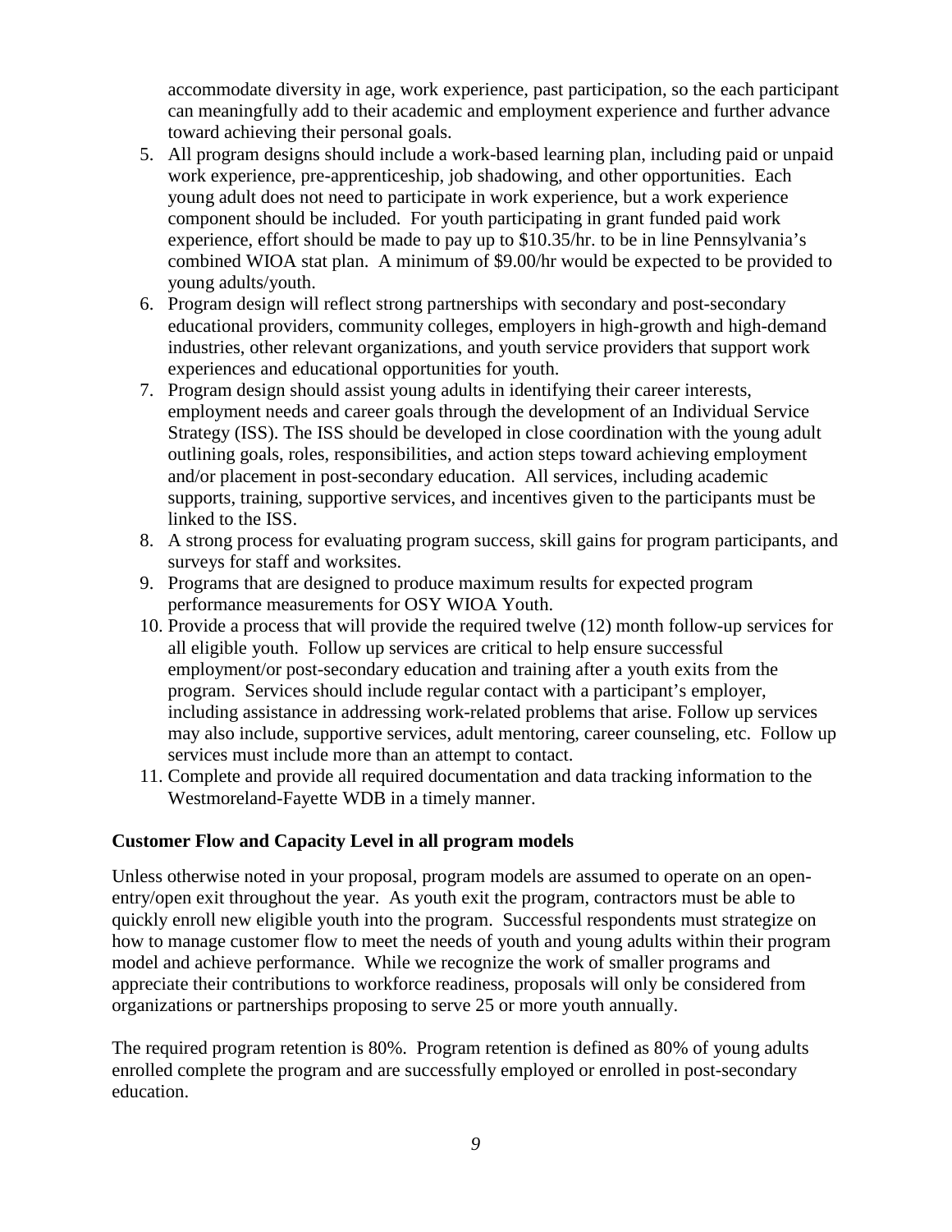accommodate diversity in age, work experience, past participation, so the each participant can meaningfully add to their academic and employment experience and further advance toward achieving their personal goals.

5. All program designs should include a work-based learning plan, including paid or unpaid work experience, pre-apprenticeship, job shadowing, and other opportunities. Each young adult does not need to participate in work experience, but a work experience component should be included. For youth participating in grant funded paid work experience, effort should be made to pay up to $10.35/hr. to be in line Pennsylvania's combined WIOA stat plan. A minimum of $9.00/hr would be expected to be provided to young adults/youth.
6. Program design will reflect strong partnerships with secondary and post-secondary educational providers, community colleges, employers in high-growth and high-demand industries, other relevant organizations, and youth service providers that support work experiences and educational opportunities for youth.
7. Program design should assist young adults in identifying their career interests, employment needs and career goals through the development of an Individual Service Strategy (ISS). The ISS should be developed in close coordination with the young adult outlining goals, roles, responsibilities, and action steps toward achieving employment and/or placement in post-secondary education. All services, including academic supports, training, supportive services, and incentives given to the participants must be linked to the ISS.
8. A strong process for evaluating program success, skill gains for program participants, and surveys for staff and worksites.
9. Programs that are designed to produce maximum results for expected program performance measurements for OSY WIOA Youth.
10. Provide a process that will provide the required twelve (12) month follow-up services for all eligible youth. Follow up services are critical to help ensure successful employment/or post-secondary education and training after a youth exits from the program. Services should include regular contact with a participant's employer, including assistance in addressing work-related problems that arise. Follow up services may also include, supportive services, adult mentoring, career counseling, etc. Follow up services must include more than an attempt to contact.
11. Complete and provide all required documentation and data tracking information to the Westmoreland-Fayette WDB in a timely manner.

**Customer Flow and Capacity Level in all program models**

Unless otherwise noted in your proposal, program models are assumed to operate on an open-entry/open exit throughout the year. As youth exit the program, contractors must be able to quickly enroll new eligible youth into the program. Successful respondents must strategize on how to manage customer flow to meet the needs of youth and young adults within their program model and achieve performance. While we recognize the work of smaller programs and appreciate their contributions to workforce readiness, proposals will only be considered from organizations or partnerships proposing to serve 25 or more youth annually.

The required program retention is 80%. Program retention is defined as 80% of young adults enrolled complete the program and are successfully employed or enrolled in post-secondary education.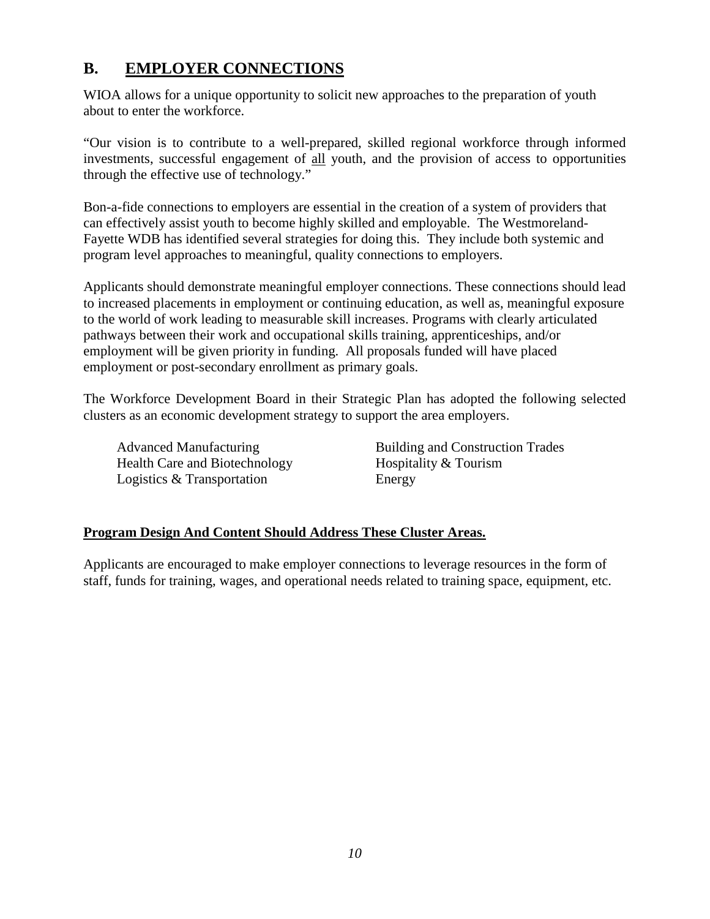## B. EMPLOYER CONNECTIONS

WIOA allows for a unique opportunity to solicit new approaches to the preparation of youth about to enter the workforce.

"Our vision is to contribute to a well-prepared, skilled regional workforce through informed investments, successful engagement of all youth, and the provision of access to opportunities through the effective use of technology."

Bon-a-fide connections to employers are essential in the creation of a system of providers that can effectively assist youth to become highly skilled and employable. The Westmoreland-Fayette WDB has identified several strategies for doing this. They include both systemic and program level approaches to meaningful, quality connections to employers.

Applicants should demonstrate meaningful employer connections. These connections should lead to increased placements in employment or continuing education, as well as, meaningful exposure to the world of work leading to measurable skill increases. Programs with clearly articulated pathways between their work and occupational skills training, apprenticeships, and/or employment will be given priority in funding. All proposals funded will have placed employment or post-secondary enrollment as primary goals.

The Workforce Development Board in their Strategic Plan has adopted the following selected clusters as an economic development strategy to support the area employers.

- Advanced Manufacturing
- Building and Construction Trades
- Health Care and Biotechnology
- Hospitality & Tourism
- Logistics & Transportation
- Energy

**Program Design And Content Should Address These Cluster Areas.**

Applicants are encouraged to make employer connections to leverage resources in the form of staff, funds for training, wages, and operational needs related to training space, equipment, etc.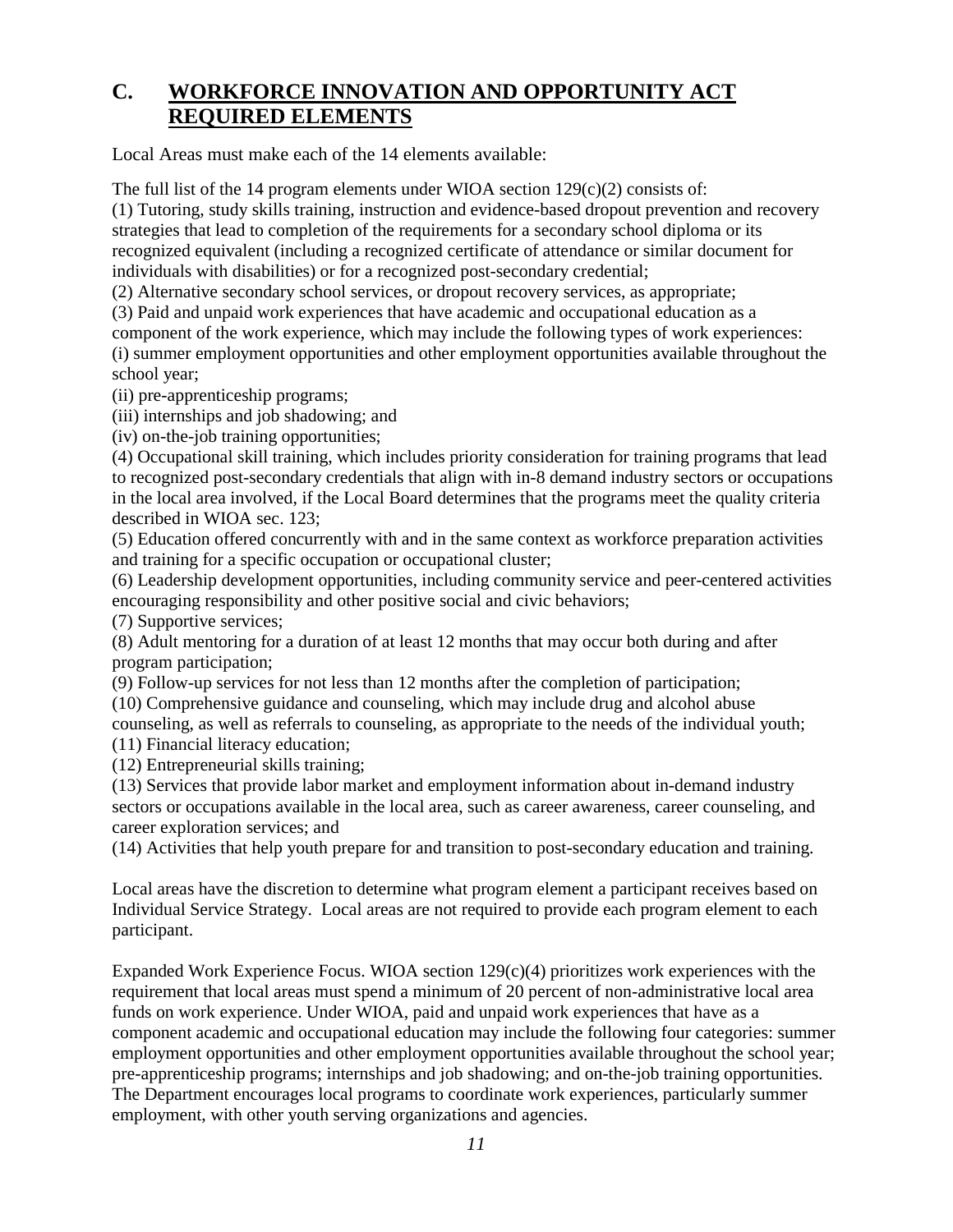## C. WORKFORCE INNOVATION AND OPPORTUNITY ACT REQUIRED ELEMENTS

Local Areas must make each of the 14 elements available:

The full list of the 14 program elements under WIOA section 129(c)(2) consists of:
(1) Tutoring, study skills training, instruction and evidence-based dropout prevention and recovery strategies that lead to completion of the requirements for a secondary school diploma or its recognized equivalent (including a recognized certificate of attendance or similar document for individuals with disabilities) or for a recognized post-secondary credential;
(2) Alternative secondary school services, or dropout recovery services, as appropriate;
(3) Paid and unpaid work experiences that have academic and occupational education as a component of the work experience, which may include the following types of work experiences:
(i) summer employment opportunities and other employment opportunities available throughout the school year;
(ii) pre-apprenticeship programs;
(iii) internships and job shadowing; and
(iv) on-the-job training opportunities;
(4) Occupational skill training, which includes priority consideration for training programs that lead to recognized post-secondary credentials that align with in-8 demand industry sectors or occupations in the local area involved, if the Local Board determines that the programs meet the quality criteria described in WIOA sec. 123;
(5) Education offered concurrently with and in the same context as workforce preparation activities and training for a specific occupation or occupational cluster;
(6) Leadership development opportunities, including community service and peer-centered activities encouraging responsibility and other positive social and civic behaviors;
(7) Supportive services;
(8) Adult mentoring for a duration of at least 12 months that may occur both during and after program participation;
(9) Follow-up services for not less than 12 months after the completion of participation;
(10) Comprehensive guidance and counseling, which may include drug and alcohol abuse counseling, as well as referrals to counseling, as appropriate to the needs of the individual youth;
(11) Financial literacy education;
(12) Entrepreneurial skills training;
(13) Services that provide labor market and employment information about in-demand industry sectors or occupations available in the local area, such as career awareness, career counseling, and career exploration services; and
(14) Activities that help youth prepare for and transition to post-secondary education and training.

Local areas have the discretion to determine what program element a participant receives based on Individual Service Strategy. Local areas are not required to provide each program element to each participant.

Expanded Work Experience Focus. WIOA section 129(c)(4) prioritizes work experiences with the requirement that local areas must spend a minimum of 20 percent of non-administrative local area funds on work experience. Under WIOA, paid and unpaid work experiences that have as a component academic and occupational education may include the following four categories: summer employment opportunities and other employment opportunities available throughout the school year; pre-apprenticeship programs; internships and job shadowing; and on-the-job training opportunities. The Department encourages local programs to coordinate work experiences, particularly summer employment, with other youth serving organizations and agencies.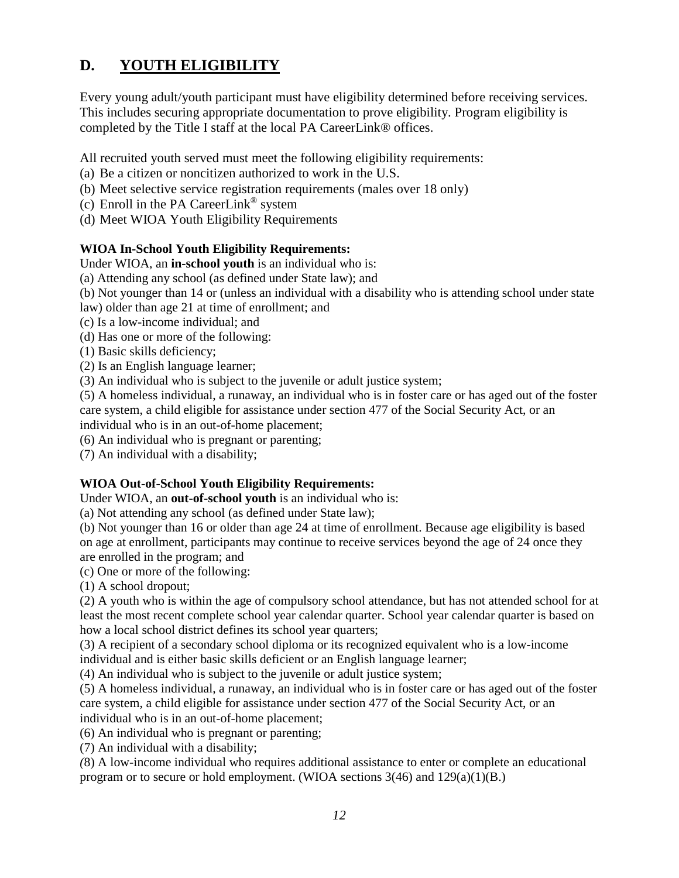## D. YOUTH ELIGIBILITY

Every young adult/youth participant must have eligibility determined before receiving services. This includes securing appropriate documentation to prove eligibility. Program eligibility is completed by the Title I staff at the local PA CareerLink® offices.

All recruited youth served must meet the following eligibility requirements:

(a) Be a citizen or noncitizen authorized to work in the U.S.
(b) Meet selective service registration requirements (males over 18 only)
(c) Enroll in the PA CareerLink® system
(d) Meet WIOA Youth Eligibility Requirements

**WIOA In-School Youth Eligibility Requirements:**

Under WIOA, an **in-school youth** is an individual who is:

(a) Attending any school (as defined under State law); and
(b) Not younger than 14 or (unless an individual with a disability who is attending school under state law) older than age 21 at time of enrollment; and
(c) Is a low-income individual; and
(d) Has one or more of the following:
(1) Basic skills deficiency;
(2) Is an English language learner;
(3) An individual who is subject to the juvenile or adult justice system;
(5) A homeless individual, a runaway, an individual who is in foster care or has aged out of the foster care system, a child eligible for assistance under section 477 of the Social Security Act, or an individual who is in an out-of-home placement;
(6) An individual who is pregnant or parenting;
(7) An individual with a disability;

**WIOA Out-of-School Youth Eligibility Requirements:**

Under WIOA, an **out-of-school youth** is an individual who is:

(a) Not attending any school (as defined under State law);
(b) Not younger than 16 or older than age 24 at time of enrollment. Because age eligibility is based on age at enrollment, participants may continue to receive services beyond the age of 24 once they are enrolled in the program; and
(c) One or more of the following:
(1) A school dropout;
(2) A youth who is within the age of compulsory school attendance, but has not attended school for at least the most recent complete school year calendar quarter. School year calendar quarter is based on how a local school district defines its school year quarters;
(3) A recipient of a secondary school diploma or its recognized equivalent who is a low-income individual and is either basic skills deficient or an English language learner;
(4) An individual who is subject to the juvenile or adult justice system;
(5) A homeless individual, a runaway, an individual who is in foster care or has aged out of the foster care system, a child eligible for assistance under section 477 of the Social Security Act, or an individual who is in an out-of-home placement;
(6) An individual who is pregnant or parenting;
(7) An individual with a disability;
(8) A low-income individual who requires additional assistance to enter or complete an educational program or to secure or hold employment. (WIOA sections 3(46) and 129(a)(1)(B.)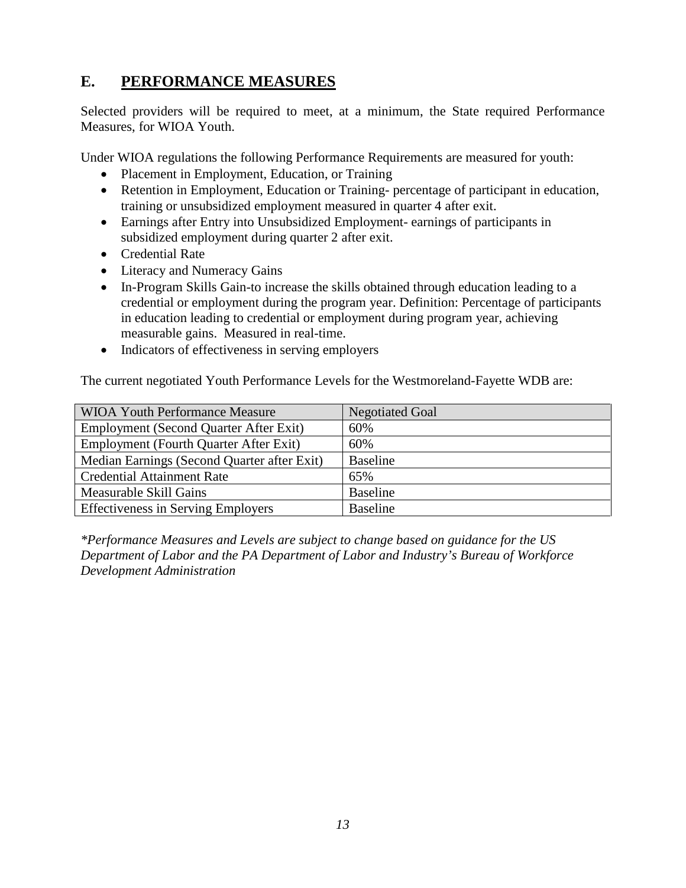## E. **PERFORMANCE MEASURES**

Selected providers will be required to meet, at a minimum, the State required Performance Measures, for WIOA Youth.

Under WIOA regulations the following Performance Requirements are measured for youth:

- Placement in Employment, Education, or Training
- Retention in Employment, Education or Training- percentage of participant in education, training or unsubsidized employment measured in quarter 4 after exit.
- Earnings after Entry into Unsubsidized Employment- earnings of participants in subsidized employment during quarter 2 after exit.
- Credential Rate
- Literacy and Numeracy Gains
- In-Program Skills Gain-to increase the skills obtained through education leading to a credential or employment during the program year. Definition: Percentage of participants in education leading to credential or employment during program year, achieving measurable gains. Measured in real-time.
- Indicators of effectiveness in serving employers

The current negotiated Youth Performance Levels for the Westmoreland-Fayette WDB are:

| WIOA Youth Performance Measure | Negotiated Goal |
|---|---|
| Employment (Second Quarter After Exit) | 60% |
| Employment (Fourth Quarter After Exit) | 60% |
| Median Earnings (Second Quarter after Exit) | Baseline |
| Credential Attainment Rate | 65% |
| Measurable Skill Gains | Baseline |
| Effectiveness in Serving Employers | Baseline |

*\*Performance Measures and Levels are subject to change based on guidance for the US Department of Labor and the PA Department of Labor and Industry's Bureau of Workforce Development Administration*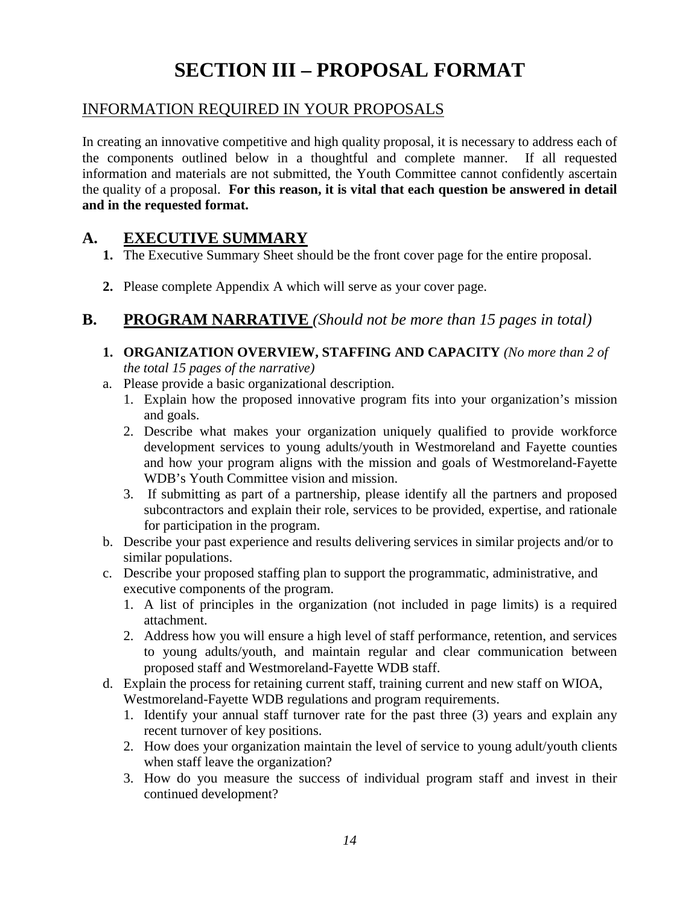# SECTION III – PROPOSAL FORMAT

## INFORMATION REQUIRED IN YOUR PROPOSALS

In creating an innovative competitive and high quality proposal, it is necessary to address each of the components outlined below in a thoughtful and complete manner. If all requested information and materials are not submitted, the Youth Committee cannot confidently ascertain the quality of a proposal. **For this reason, it is vital that each question be answered in detail and in the requested format.**

## A. EXECUTIVE SUMMARY

1. The Executive Summary Sheet should be the front cover page for the entire proposal.
2. Please complete Appendix A which will serve as your cover page.

## B. PROGRAM NARRATIVE *(Should not be more than 15 pages in total)*

1. **ORGANIZATION OVERVIEW, STAFFING AND CAPACITY** *(No more than 2 of the total 15 pages of the narrative)*

a. Please provide a basic organizational description.
   1. Explain how the proposed innovative program fits into your organization's mission and goals.
   2. Describe what makes your organization uniquely qualified to provide workforce development services to young adults/youth in Westmoreland and Fayette counties and how your program aligns with the mission and goals of Westmoreland-Fayette WDB's Youth Committee vision and mission.
   3. If submitting as part of a partnership, please identify all the partners and proposed subcontractors and explain their role, services to be provided, expertise, and rationale for participation in the program.

b. Describe your past experience and results delivering services in similar projects and/or to similar populations.

c. Describe your proposed staffing plan to support the programmatic, administrative, and executive components of the program.
   1. A list of principles in the organization (not included in page limits) is a required attachment.
   2. Address how you will ensure a high level of staff performance, retention, and services to young adults/youth, and maintain regular and clear communication between proposed staff and Westmoreland-Fayette WDB staff.

d. Explain the process for retaining current staff, training current and new staff on WIOA, Westmoreland-Fayette WDB regulations and program requirements.
   1. Identify your annual staff turnover rate for the past three (3) years and explain any recent turnover of key positions.
   2. How does your organization maintain the level of service to young adult/youth clients when staff leave the organization?
   3. How do you measure the success of individual program staff and invest in their continued development?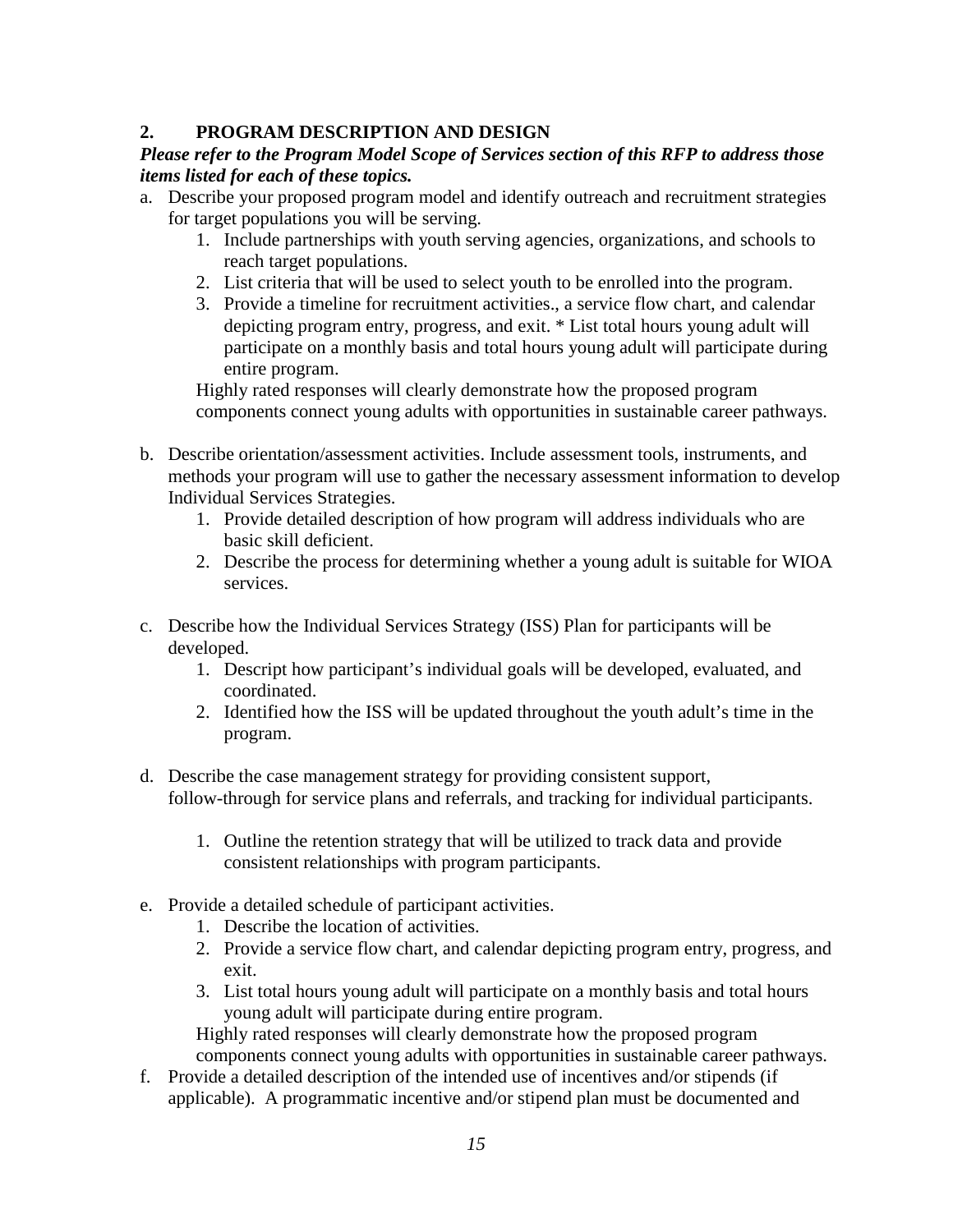## 2. PROGRAM DESCRIPTION AND DESIGN

***Please refer to the Program Model Scope of Services section of this RFP to address those items listed for each of these topics.***

a. Describe your proposed program model and identify outreach and recruitment strategies for target populations you will be serving.
   1. Include partnerships with youth serving agencies, organizations, and schools to reach target populations.
   2. List criteria that will be used to select youth to be enrolled into the program.
   3. Provide a timeline for recruitment activities., a service flow chart, and calendar depicting program entry, progress, and exit. * List total hours young adult will participate on a monthly basis and total hours young adult will participate during entire program.

   Highly rated responses will clearly demonstrate how the proposed program components connect young adults with opportunities in sustainable career pathways.

b. Describe orientation/assessment activities. Include assessment tools, instruments, and methods your program will use to gather the necessary assessment information to develop Individual Services Strategies.
   1. Provide detailed description of how program will address individuals who are basic skill deficient.
   2. Describe the process for determining whether a young adult is suitable for WIOA services.

c. Describe how the Individual Services Strategy (ISS) Plan for participants will be developed.
   1. Descript how participant's individual goals will be developed, evaluated, and coordinated.
   2. Identified how the ISS will be updated throughout the youth adult's time in the program.

d. Describe the case management strategy for providing consistent support, follow-through for service plans and referrals, and tracking for individual participants.

   1. Outline the retention strategy that will be utilized to track data and provide consistent relationships with program participants.

e. Provide a detailed schedule of participant activities.
   1. Describe the location of activities.
   2. Provide a service flow chart, and calendar depicting program entry, progress, and exit.
   3. List total hours young adult will participate on a monthly basis and total hours young adult will participate during entire program.

   Highly rated responses will clearly demonstrate how the proposed program components connect young adults with opportunities in sustainable career pathways.

f. Provide a detailed description of the intended use of incentives and/or stipends (if applicable). A programmatic incentive and/or stipend plan must be documented and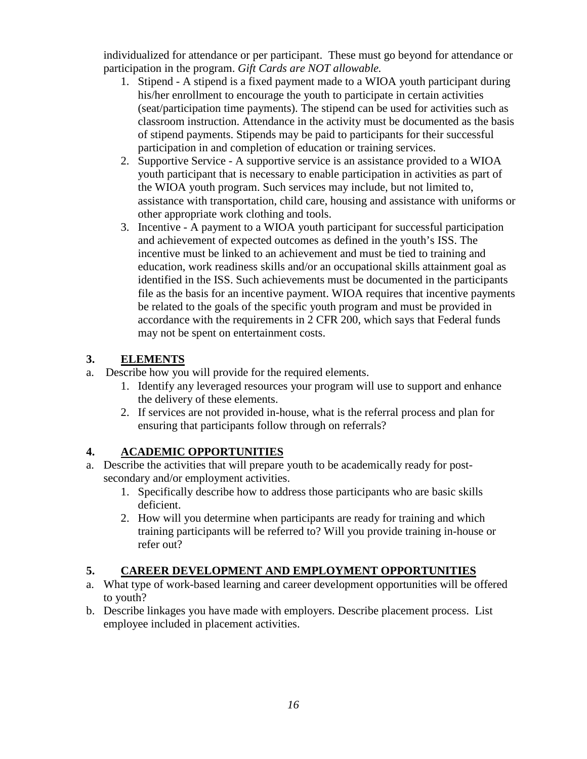individualized for attendance or per participant. These must go beyond for attendance or participation in the program. *Gift Cards are NOT allowable.*

1. Stipend - A stipend is a fixed payment made to a WIOA youth participant during his/her enrollment to encourage the youth to participate in certain activities (seat/participation time payments). The stipend can be used for activities such as classroom instruction. Attendance in the activity must be documented as the basis of stipend payments. Stipends may be paid to participants for their successful participation in and completion of education or training services.
2. Supportive Service - A supportive service is an assistance provided to a WIOA youth participant that is necessary to enable participation in activities as part of the WIOA youth program. Such services may include, but not limited to, assistance with transportation, child care, housing and assistance with uniforms or other appropriate work clothing and tools.
3. Incentive - A payment to a WIOA youth participant for successful participation and achievement of expected outcomes as defined in the youth's ISS. The incentive must be linked to an achievement and must be tied to training and education, work readiness skills and/or an occupational skills attainment goal as identified in the ISS. Such achievements must be documented in the participants file as the basis for an incentive payment. WIOA requires that incentive payments be related to the goals of the specific youth program and must be provided in accordance with the requirements in 2 CFR 200, which says that Federal funds may not be spent on entertainment costs.

## 3. ELEMENTS

a. Describe how you will provide for the required elements.
   1. Identify any leveraged resources your program will use to support and enhance the delivery of these elements.
   2. If services are not provided in-house, what is the referral process and plan for ensuring that participants follow through on referrals?

## 4. ACADEMIC OPPORTUNITIES

a. Describe the activities that will prepare youth to be academically ready for post-secondary and/or employment activities.
   1. Specifically describe how to address those participants who are basic skills deficient.
   2. How will you determine when participants are ready for training and which training participants will be referred to? Will you provide training in-house or refer out?

## 5. CAREER DEVELOPMENT AND EMPLOYMENT OPPORTUNITIES

a. What type of work-based learning and career development opportunities will be offered to youth?
b. Describe linkages you have made with employers. Describe placement process. List employee included in placement activities.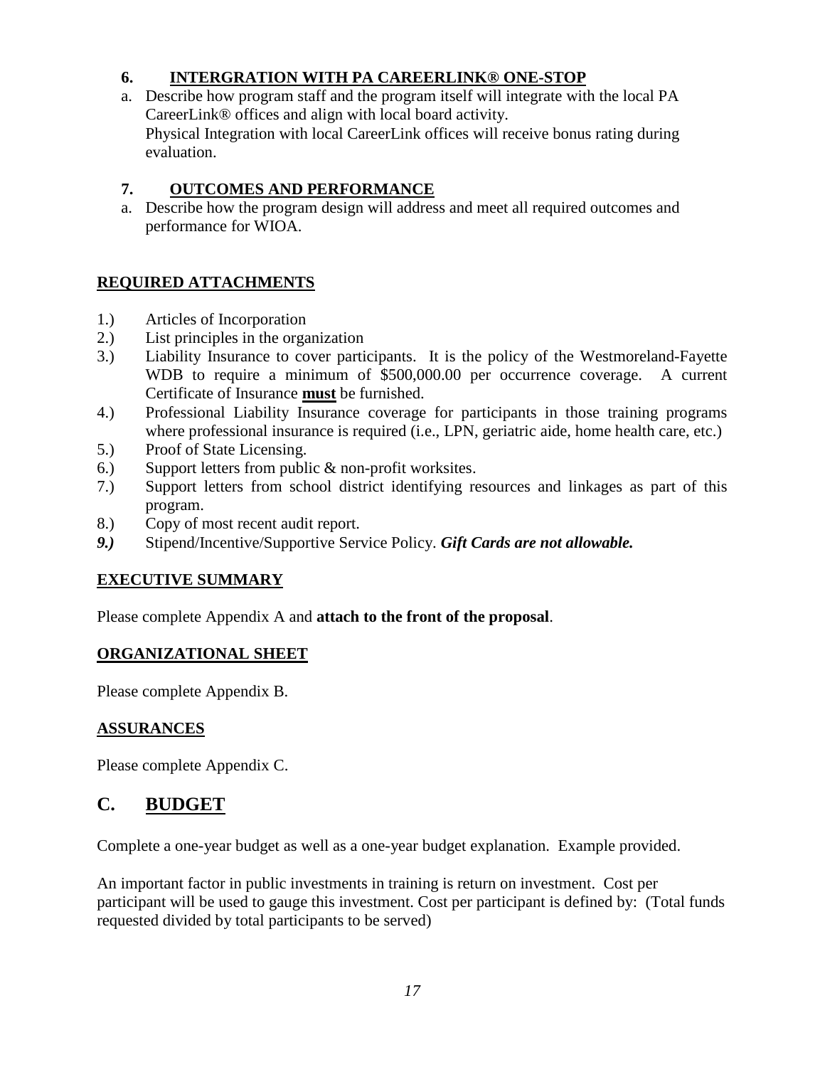### 6. INTERGRATION WITH PA CAREERLINK® ONE-STOP

a. Describe how program staff and the program itself will integrate with the local PA CareerLink® offices and align with local board activity.
   Physical Integration with local CareerLink offices will receive bonus rating during evaluation.

### 7. OUTCOMES AND PERFORMANCE

a. Describe how the program design will address and meet all required outcomes and performance for WIOA.

### REQUIRED ATTACHMENTS

1.) Articles of Incorporation
2.) List principles in the organization
3.) Liability Insurance to cover participants. It is the policy of the Westmoreland-Fayette WDB to require a minimum of $500,000.00 per occurrence coverage. A current Certificate of Insurance **must** be furnished.
4.) Professional Liability Insurance coverage for participants in those training programs where professional insurance is required (i.e., LPN, geriatric aide, home health care, etc.)
5.) Proof of State Licensing.
6.) Support letters from public & non-profit worksites.
7.) Support letters from school district identifying resources and linkages as part of this program.
8.) Copy of most recent audit report.
***9.)*** Stipend/Incentive/Supportive Service Policy. ***Gift Cards are not allowable.***

### EXECUTIVE SUMMARY

Please complete Appendix A and **attach to the front of the proposal**.

### ORGANIZATIONAL SHEET

Please complete Appendix B.

### ASSURANCES

Please complete Appendix C.

## C. BUDGET

Complete a one-year budget as well as a one-year budget explanation. Example provided.

An important factor in public investments in training is return on investment. Cost per participant will be used to gauge this investment. Cost per participant is defined by: (Total funds requested divided by total participants to be served)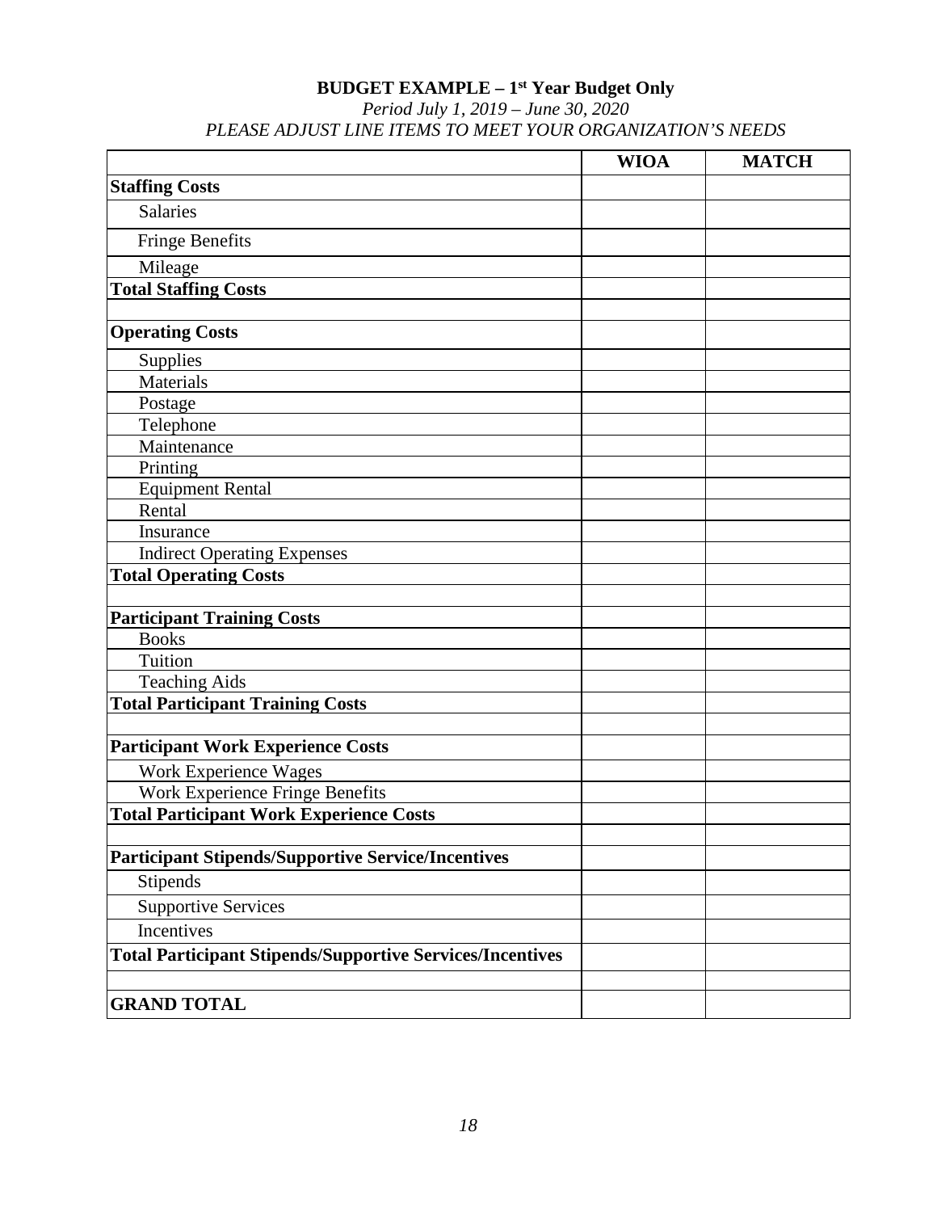**BUDGET EXAMPLE – 1st Year Budget Only**

*Period July 1, 2019 – June 30, 2020*

*PLEASE ADJUST LINE ITEMS TO MEET YOUR ORGANIZATION'S NEEDS*

| | WIOA | MATCH |
|---|---|---|
| **Staffing Costs** | | |
| Salaries | | |
| Fringe Benefits | | |
| Mileage | | |
| **Total Staffing Costs** | | |
| | | |
| **Operating Costs** | | |
| Supplies | | |
| Materials | | |
| Postage | | |
| Telephone | | |
| Maintenance | | |
| Printing | | |
| Equipment Rental | | |
| Rental | | |
| Insurance | | |
| Indirect Operating Expenses | | |
| **Total Operating Costs** | | |
| | | |
| **Participant Training Costs** | | |
| Books | | |
| Tuition | | |
| Teaching Aids | | |
| **Total Participant Training Costs** | | |
| | | |
| **Participant Work Experience Costs** | | |
| Work Experience Wages | | |
| Work Experience Fringe Benefits | | |
| **Total Participant Work Experience Costs** | | |
| | | |
| **Participant Stipends/Supportive Service/Incentives** | | |
| Stipends | | |
| Supportive Services | | |
| Incentives | | |
| **Total Participant Stipends/Supportive Services/Incentives** | | |
| | | |
| **GRAND TOTAL** | | |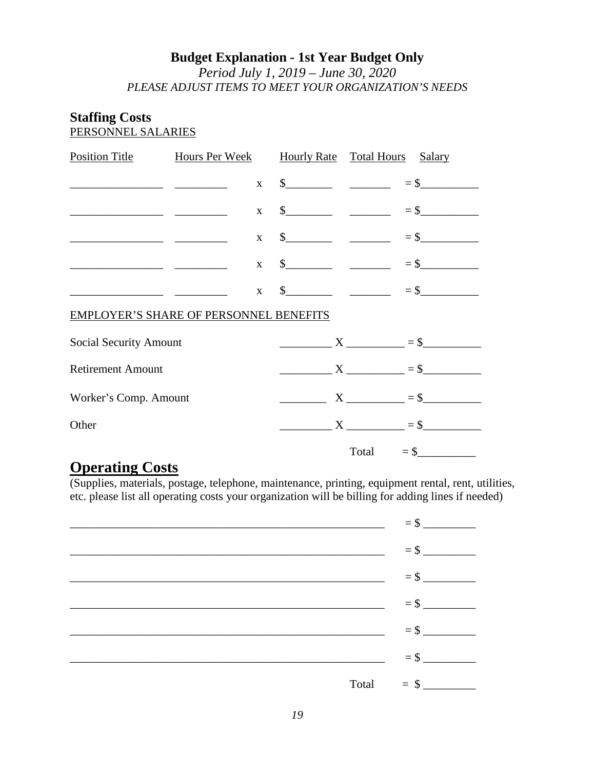# Budget Explanation - 1st Year Budget Only

*Period July 1, 2019 – June 30, 2020*

*PLEASE ADJUST ITEMS TO MEET YOUR ORGANIZATION'S NEEDS*

## Staffing Costs

PERSONNEL SALARIES

| Position Title | Hours Per Week | | Hourly Rate | Total Hours | Salary |
|---|---|---|---|---|---|
| ________________ | _________ | x | $________ | _______ | = $__________ |
| ________________ | _________ | x | $________ | _______ | = $__________ |
| ________________ | _________ | x | $________ | _______ | = $__________ |
| ________________ | _________ | x | $________ | _______ | = $__________ |
| ________________ | _________ | x | $________ | _______ | = $__________ |

EMPLOYER'S SHARE OF PERSONNEL BENEFITS

| | | |
|---|---|---|
| Social Security Amount | _________ X __________ | = $__________ |
| Retirement Amount | _________ X __________ | = $__________ |
| Worker's Comp. Amount | ________ X __________ | = $__________ |
| Other | _________ X __________ | = $__________ |
| | Total | = $__________ |

## Operating Costs

(Supplies, materials, postage, telephone, maintenance, printing, equipment rental, rent, utilities, etc. please list all operating costs your organization will be billing for adding lines if needed)

| | |
|---|---|
| _______________________________________________________ | = $ _________ |
| _______________________________________________________ | = $ _________ |
| _______________________________________________________ | = $ _________ |
| _______________________________________________________ | = $ _________ |
| _______________________________________________________ | = $ _________ |
| _______________________________________________________ | = $ _________ |
| Total | = $ _________ |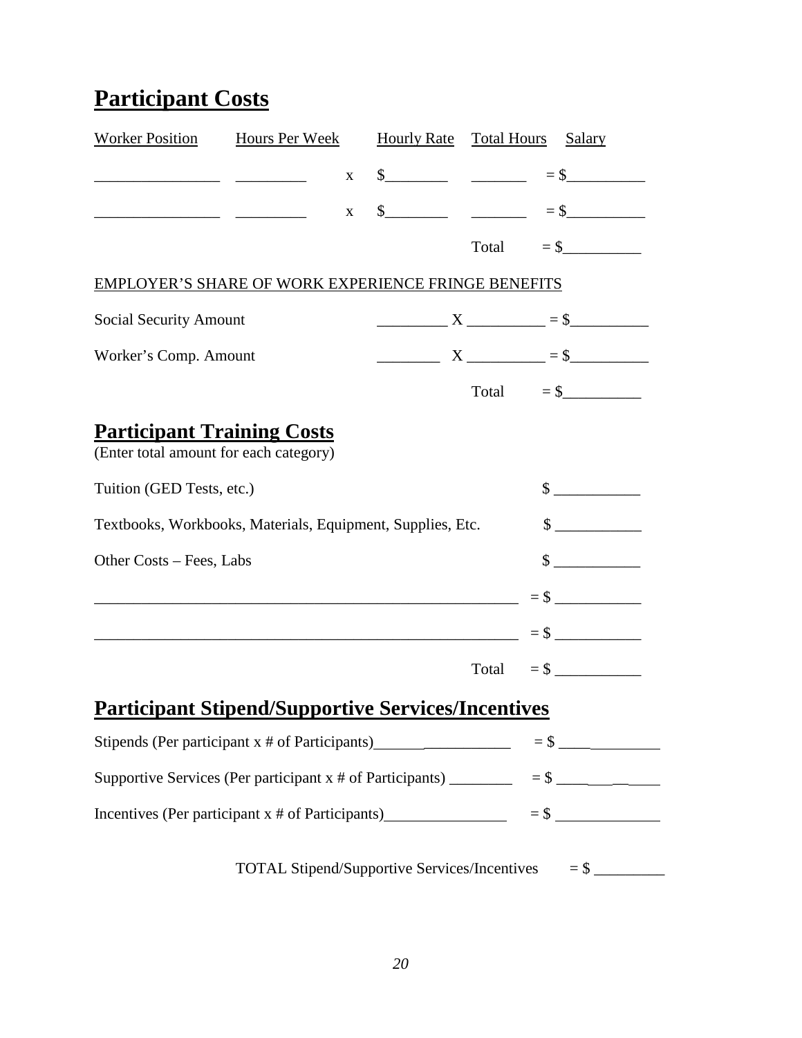## Participant Costs

| Worker Position | Hours Per Week | | Hourly Rate | Total Hours | Salary |
|---|---|---|---|---|---|
| ________________ | _________ | x | $________ | _______ | = $__________ |
| ________________ | _________ | x | $________ | _______ | = $__________ |
| | | | | Total | = $__________ |

EMPLOYER'S SHARE OF WORK EXPERIENCE FRINGE BENEFITS

| | | | | |
|---|---|---|---|---|
| Social Security Amount | _________ | X | __________ | = $__________ |
| Worker's Comp. Amount | ________ | X | __________ | = $__________ |
| | | | Total | = $__________ |

## Participant Training Costs

(Enter total amount for each category)

| | |
|---|---|
| Tuition (GED Tests, etc.) | $ ___________ |
| Textbooks, Workbooks, Materials, Equipment, Supplies, Etc. | $ ___________ |
| Other Costs – Fees, Labs | $ ___________ |
| _______________________________________________________ | = $ ___________ |
| _______________________________________________________ | = $ ___________ |
| Total | = $ ___________ |

## Participant Stipend/Supportive Services/Incentives

| | |
|---|---|
| Stipends (Per participant x # of Participants)_________________ | = $ _____________ |
| Supportive Services (Per participant x # of Participants) ________ | = $ _____________ |
| Incentives (Per participant x # of Participants)_______________ | = $ _____________ |
| TOTAL Stipend/Supportive Services/Incentives | = $ _________ |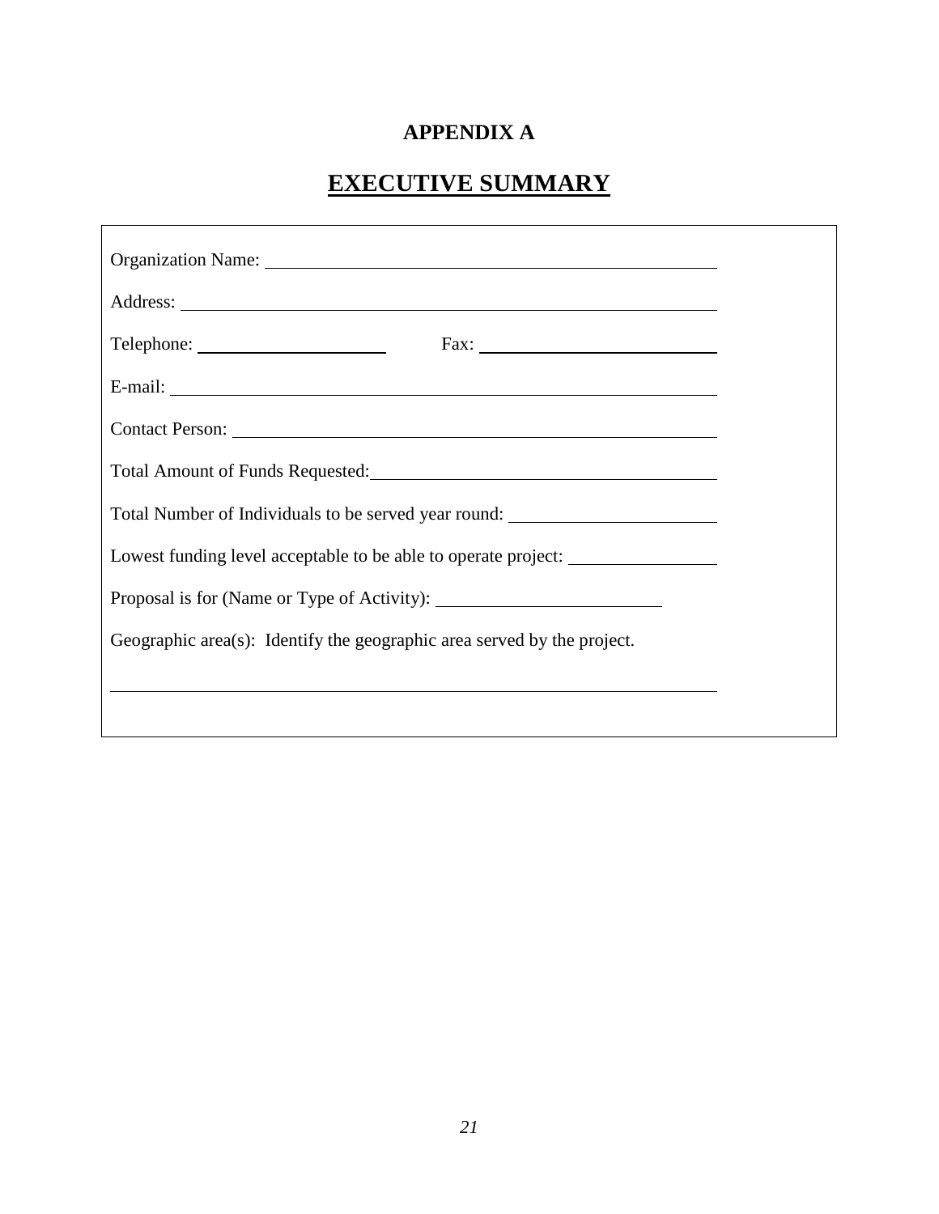**APPENDIX A**

# EXECUTIVE SUMMARY

Organization Name: ____________________________________________

Address: ____________________________________________________

Telephone: ____________________ Fax: __________________________

E-mail: _____________________________________________________

Contact Person: _______________________________________________

Total Amount of Funds Requested:________________________________

Total Number of Individuals to be served year round: ____________________

Lowest funding level acceptable to be able to operate project: _______________

Proposal is for (Name or Type of Activity): _______________________

Geographic area(s): Identify the geographic area served by the project.

_____________________________________________________________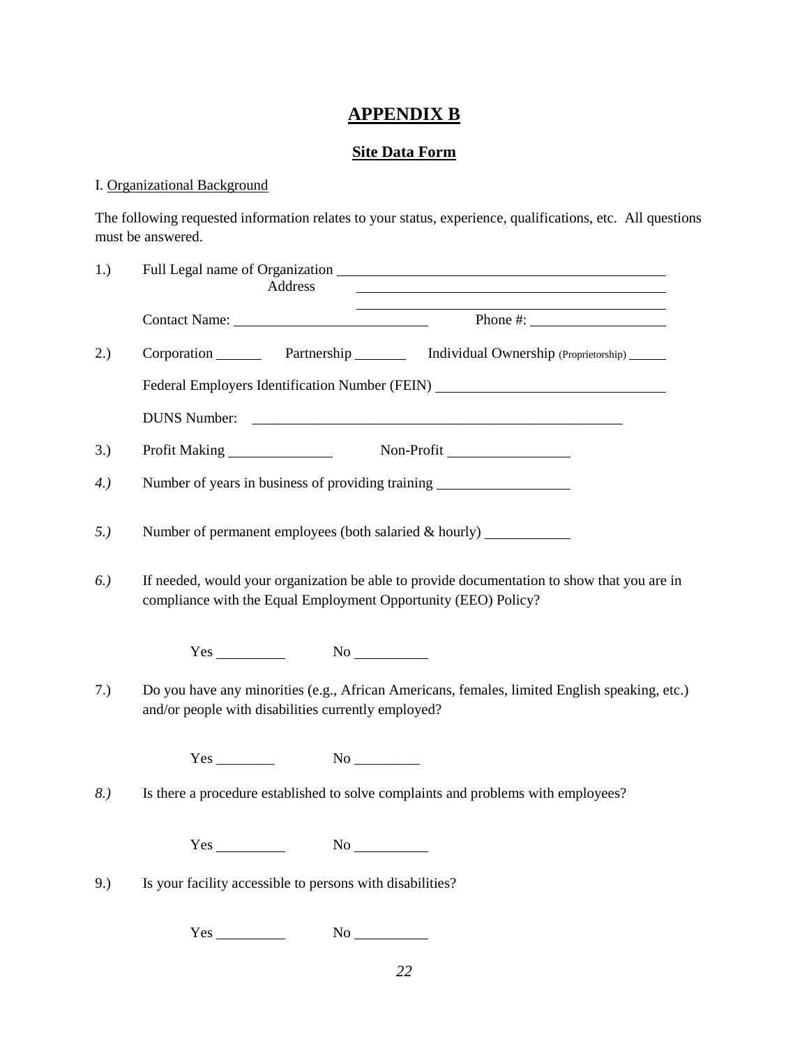# APPENDIX B

## Site Data Form

I. Organizational Background

The following requested information relates to your status, experience, qualifications, etc. All questions must be answered.

1.) Full Legal name of Organization \_\_\_\_\_\_\_\_\_\_\_\_\_\_\_\_\_\_\_\_\_\_\_\_\_\_\_\_\_\_\_\_\_\_\_\_\_\_\_\_\_\_\_\_

Address \_\_\_\_\_\_\_\_\_\_\_\_\_\_\_\_\_\_\_\_\_\_\_\_\_\_\_\_\_\_\_\_\_\_\_\_\_\_\_\_\_\_\_\_

\_\_\_\_\_\_\_\_\_\_\_\_\_\_\_\_\_\_\_\_\_\_\_\_\_\_\_\_\_\_\_\_\_\_\_\_\_\_\_\_\_\_\_\_

Contact Name: \_\_\_\_\_\_\_\_\_\_\_\_\_\_\_\_\_\_\_\_\_\_\_\_\_\_ Phone #: \_\_\_\_\_\_\_\_\_\_\_\_\_\_\_\_\_\_

2.) Corporation \_\_\_\_\_\_ Partnership \_\_\_\_\_\_\_ Individual Ownership (Proprietorship) \_\_\_\_\_

Federal Employers Identification Number (FEIN) \_\_\_\_\_\_\_\_\_\_\_\_\_\_\_\_\_\_\_\_\_\_\_\_\_\_\_\_\_\_

DUNS Number: \_\_\_\_\_\_\_\_\_\_\_\_\_\_\_\_\_\_\_\_\_\_\_\_\_\_\_\_\_\_\_\_\_\_\_\_\_\_\_\_\_\_\_\_\_\_\_\_\_\_\_\_\_\_

3.) Profit Making \_\_\_\_\_\_\_\_\_\_\_\_\_\_ Non-Profit \_\_\_\_\_\_\_\_\_\_\_\_\_\_\_\_

*4.)* Number of years in business of providing training \_\_\_\_\_\_\_\_\_\_\_\_\_\_\_\_\_\_

*5.)* Number of permanent employees (both salaried & hourly) \_\_\_\_\_\_\_\_\_\_\_

*6.)* If needed, would your organization be able to provide documentation to show that you are in compliance with the Equal Employment Opportunity (EEO) Policy?

Yes \_\_\_\_\_\_\_\_\_ No \_\_\_\_\_\_\_\_\_\_

7.) Do you have any minorities (e.g., African Americans, females, limited English speaking, etc.) and/or people with disabilities currently employed?

Yes \_\_\_\_\_\_\_\_ No \_\_\_\_\_\_\_\_\_

*8.)* Is there a procedure established to solve complaints and problems with employees?

Yes \_\_\_\_\_\_\_\_\_ No \_\_\_\_\_\_\_\_\_\_

9.) Is your facility accessible to persons with disabilities?

Yes \_\_\_\_\_\_\_\_\_ No \_\_\_\_\_\_\_\_\_\_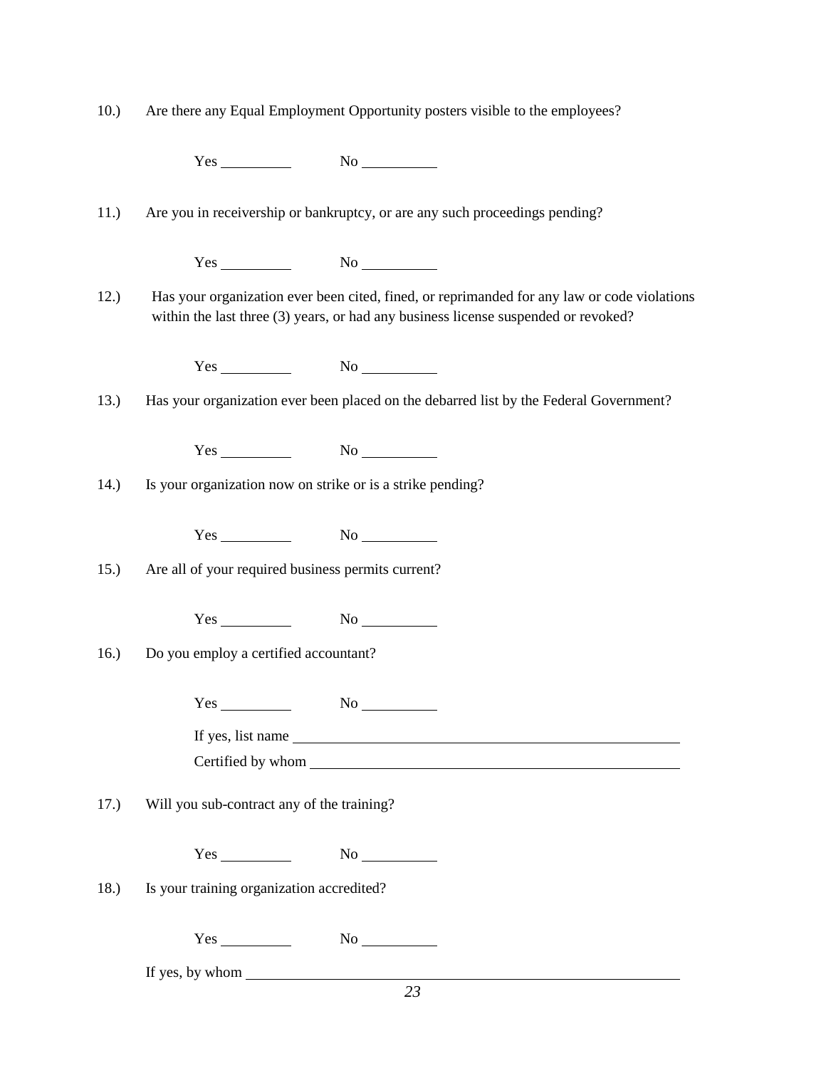10.) Are there any Equal Employment Opportunity posters visible to the employees?

Yes __________ No __________

11.) Are you in receivership or bankruptcy, or are any such proceedings pending?

Yes __________ No __________

12.) Has your organization ever been cited, fined, or reprimanded for any law or code violations within the last three (3) years, or had any business license suspended or revoked?

Yes __________ No __________

13.) Has your organization ever been placed on the debarred list by the Federal Government?

Yes __________ No __________

14.) Is your organization now on strike or is a strike pending?

Yes __________ No __________

15.) Are all of your required business permits current?

Yes __________ No __________

16.) Do you employ a certified accountant?

Yes __________ No __________

If yes, list name ______________________________________________

Certified by whom ______________________________________________

17.) Will you sub-contract any of the training?

Yes __________ No __________

18.) Is your training organization accredited?

Yes __________ No __________

If yes, by whom ______________________________________________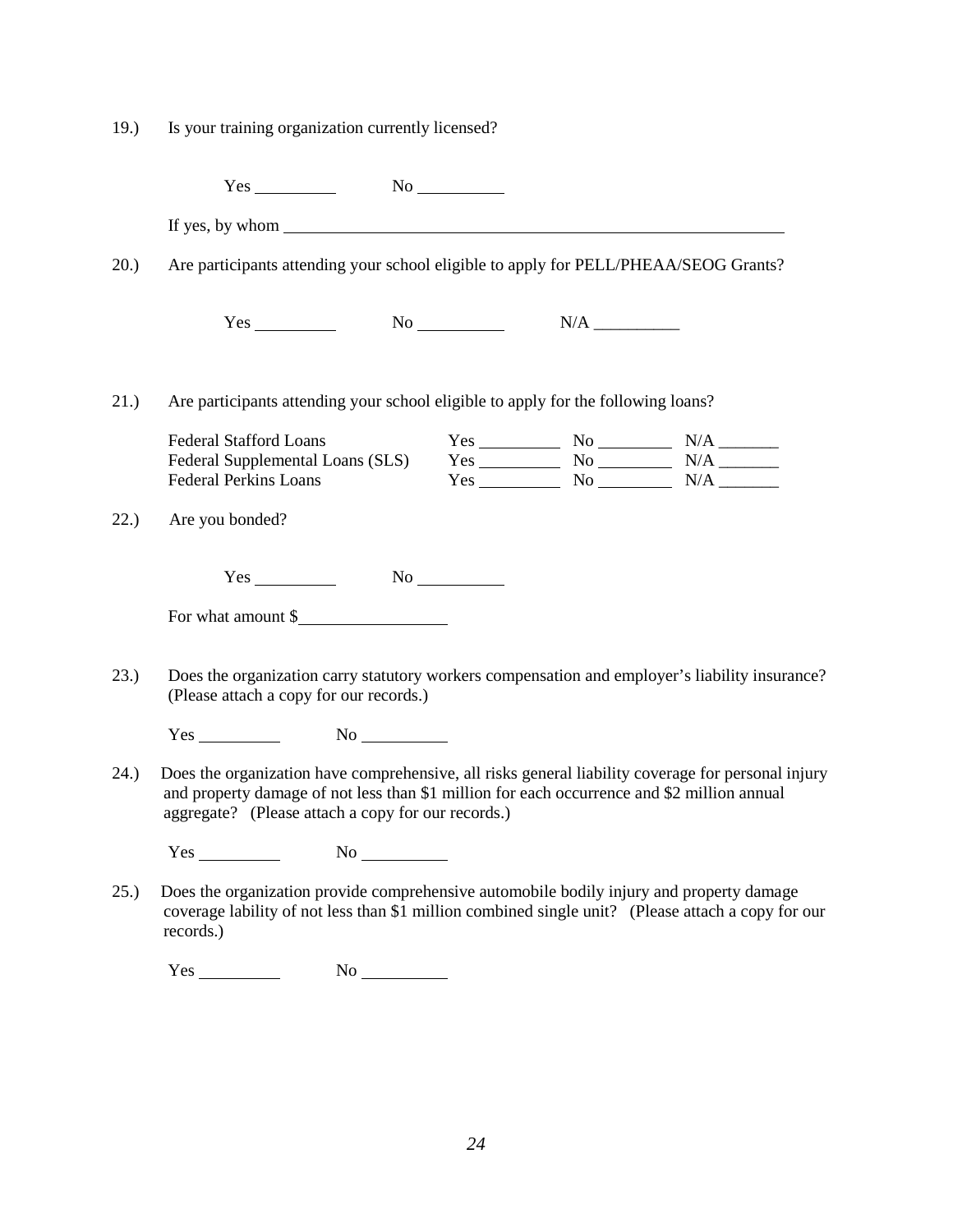19.) Is your training organization currently licensed?

Yes __________ No __________

If yes, by whom ________________________________________________________________

20.) Are participants attending your school eligible to apply for PELL/PHEAA/SEOG Grants?

Yes __________ No __________ N/A __________

21.) Are participants attending your school eligible to apply for the following loans?

| | | | |
|---|---|---|---|
| Federal Stafford Loans | Yes __________ | No _________ | N/A _______ |
| Federal Supplemental Loans (SLS) | Yes __________ | No _________ | N/A _______ |
| Federal Perkins Loans | Yes __________ | No _________ | N/A _______ |

22.) Are you bonded?

Yes __________ No __________

For what amount $__________________

23.) Does the organization carry statutory workers compensation and employer's liability insurance? (Please attach a copy for our records.)

Yes __________ No __________

24.) Does the organization have comprehensive, all risks general liability coverage for personal injury and property damage of not less than $1 million for each occurrence and $2 million annual aggregate? (Please attach a copy for our records.)

Yes __________ No __________

25.) Does the organization provide comprehensive automobile bodily injury and property damage coverage lability of not less than $1 million combined single unit? (Please attach a copy for our records.)

Yes __________ No __________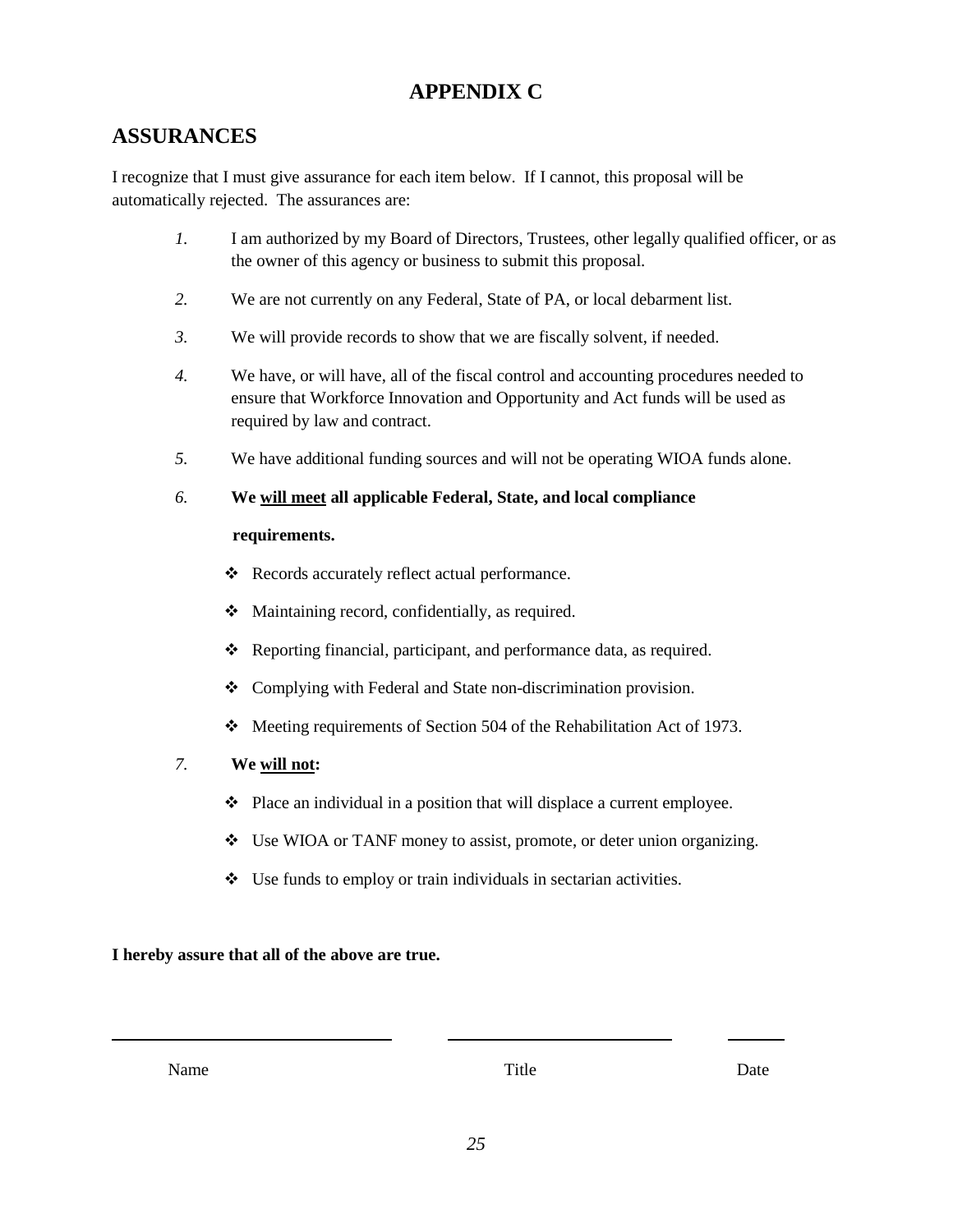# APPENDIX C

## ASSURANCES

I recognize that I must give assurance for each item below. If I cannot, this proposal will be automatically rejected. The assurances are:

1. I am authorized by my Board of Directors, Trustees, other legally qualified officer, or as the owner of this agency or business to submit this proposal.
2. We are not currently on any Federal, State of PA, or local debarment list.
3. We will provide records to show that we are fiscally solvent, if needed.
4. We have, or will have, all of the fiscal control and accounting procedures needed to ensure that Workforce Innovation and Opportunity and Act funds will be used as required by law and contract.
5. We have additional funding sources and will not be operating WIOA funds alone.
6. **We <u>will meet</u> all applicable Federal, State, and local compliance requirements.**
   - Records accurately reflect actual performance.
   - Maintaining record, confidentially, as required.
   - Reporting financial, participant, and performance data, as required.
   - Complying with Federal and State non-discrimination provision.
   - Meeting requirements of Section 504 of the Rehabilitation Act of 1973.
7. **We <u>will not</u>:**
   - Place an individual in a position that will displace a current employee.
   - Use WIOA or TANF money to assist, promote, or deter union organizing.
   - Use funds to employ or train individuals in sectarian activities.

**I hereby assure that all of the above are true.**

\_\_\_\_\_\_\_\_\_\_\_\_\_\_\_\_\_\_\_\_\_\_\_\_ \_\_\_\_\_\_\_\_\_\_\_\_\_\_\_\_\_\_\_\_ \_\_\_\_\_\_

Name Title Date